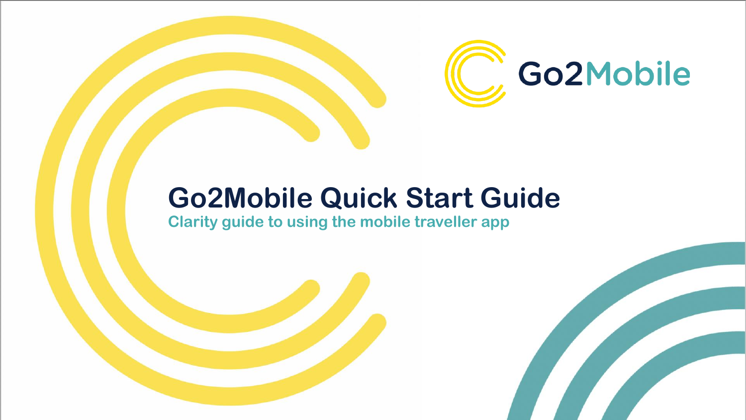Go2Mobile

# Go2Mobile Quick Start Guide

## Clarity guide to using the mobile traveller app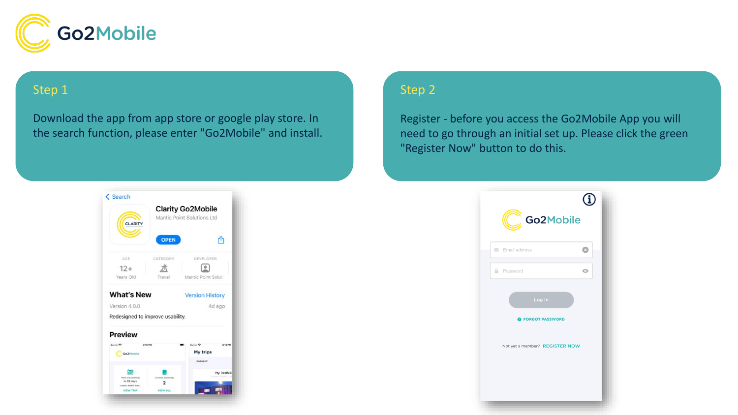Go2Mobile

## Step 1

Download the app from app store or google play store. In the search function, please enter "Go2Mobile" and install.

## Step 2

Register - before you access the Go2Mobile App you will need to go through an initial set up. Please click the green "Register Now" button to do this.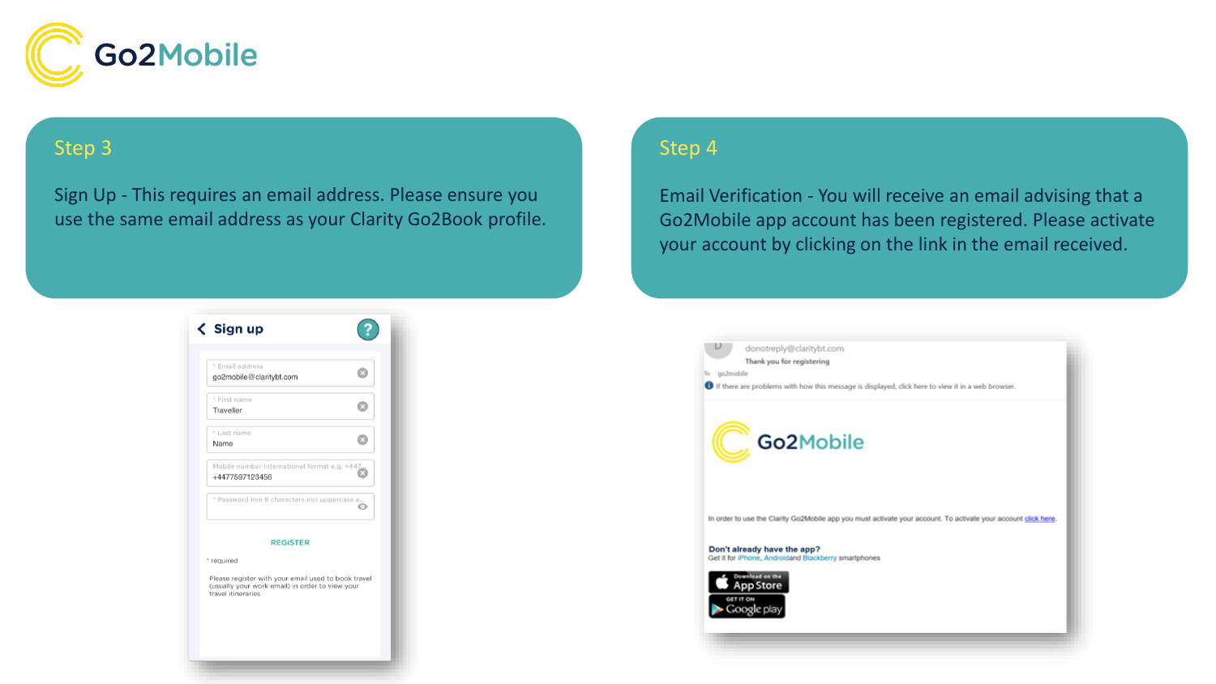# Go2Mobile

## Step 3

Sign Up - This requires an email address. Please ensure you use the same email address as your Clarity Go2Book profile.

## Step 4

Email Verification - You will receive an email advising that a Go2Mobile app account has been registered. Please activate your account by clicking on the link in the email received.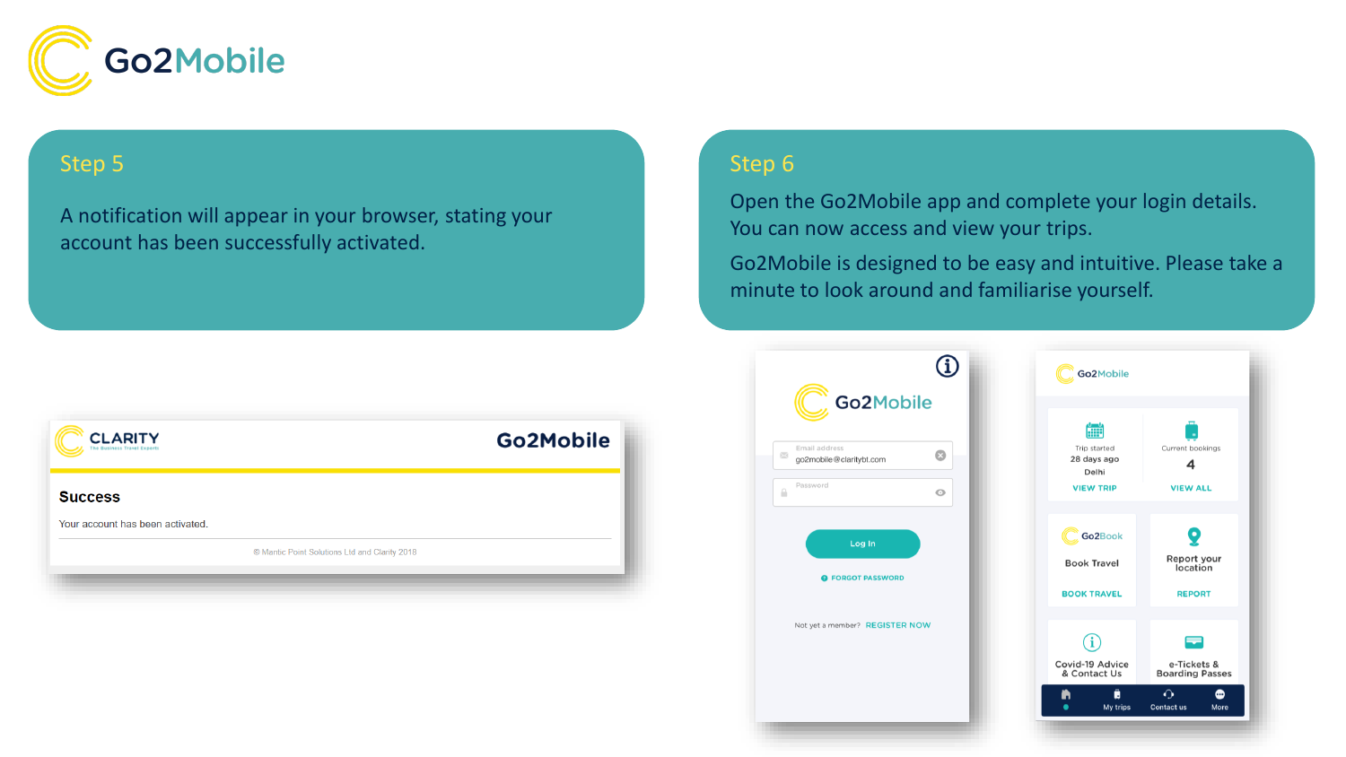Go2Mobile

## Step 5

A notification will appear in your browser, stating your account has been successfully activated.

CLARITY
The Business Travel Experts

Go2Mobile

**Success**

Your account has been activated.

© Mantic Point Solutions Ltd and Clarity 2018

## Step 6

Open the Go2Mobile app and complete your login details. You can now access and view your trips.

Go2Mobile is designed to be easy and intuitive. Please take a minute to look around and familiarise yourself.

Go2Mobile

Email address
go2mobile@claritybt.com

Password

Log In

FORGOT PASSWORD

Not yet a member? REGISTER NOW

Go2Mobile

Trip started
28 days ago
Delhi
VIEW TRIP

Current bookings
4
VIEW ALL

Go2Book
Book Travel
BOOK TRAVEL

Report your location
REPORT

Covid-19 Advice & Contact Us

e-Tickets & Boarding Passes

My trips | Contact us | More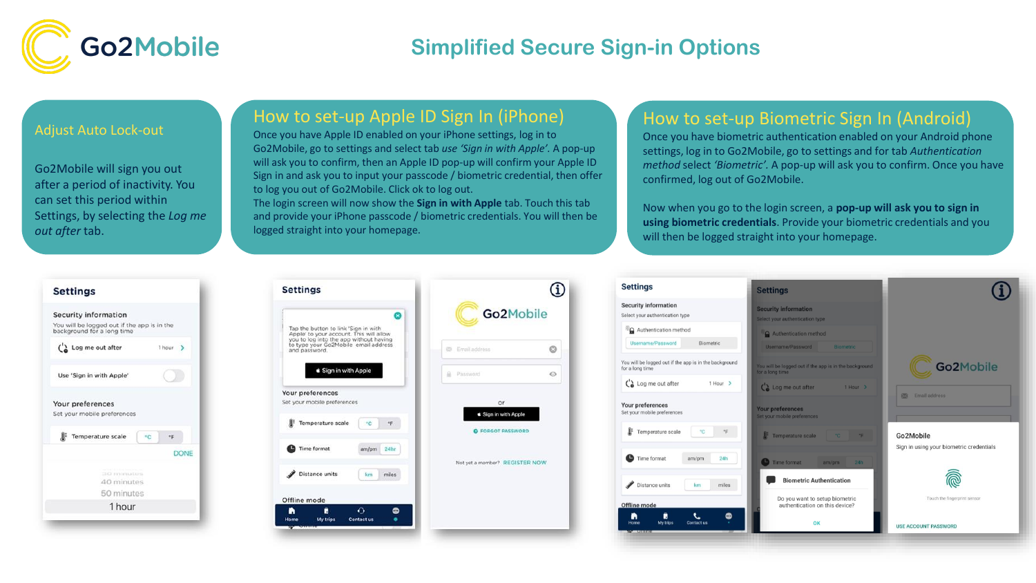# Simplified Secure Sign-in Options

## Adjust Auto Lock-out

Go2Mobile will sign you out after a period of inactivity. You can set this period within Settings, by selecting the *Log me out after* tab.

## How to set-up Apple ID Sign In (iPhone)

Once you have Apple ID enabled on your iPhone settings, log in to Go2Mobile, go to settings and select tab *use 'Sign in with Apple'*. A pop-up will ask you to confirm, then an Apple ID pop-up will confirm your Apple ID Sign in and ask you to input your passcode / biometric credential, then offer to log you out of Go2Mobile. Click ok to log out.

The login screen will now show the **Sign in with Apple** tab. Touch this tab and provide your iPhone passcode / biometric credentials. You will then be logged straight into your homepage.

## How to set-up Biometric Sign In (Android)

Once you have biometric authentication enabled on your Android phone settings, log in to Go2Mobile, go to settings and for tab *Authentication method* select *'Biometric'*. A pop-up will ask you to confirm. Once you have confirmed, log out of Go2Mobile.

Now when you go to the login screen, a **pop-up will ask you to sign in using biometric credentials**. Provide your biometric credentials and you will then be logged straight into your homepage.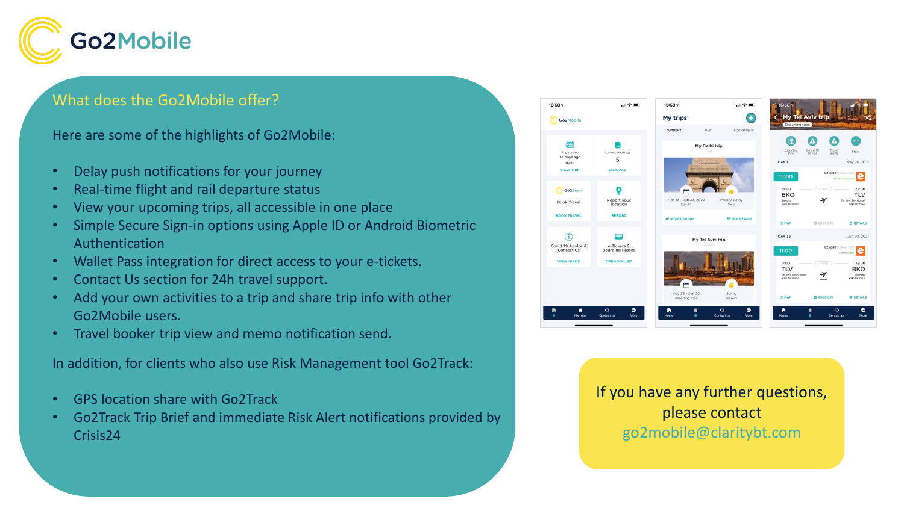Go2Mobile

## What does the Go2Mobile offer?

Here are some of the highlights of Go2Mobile:

- Delay push notifications for your journey
- Real-time flight and rail departure status
- View your upcoming trips, all accessible in one place
- Simple Secure Sign-in options using Apple ID or Android Biometric Authentication
- Wallet Pass integration for direct access to your e-tickets.
- Contact Us section for 24h travel support.
- Add your own activities to a trip and share trip info with other Go2Mobile users.
- Travel booker trip view and memo notification send.

In addition, for clients who also use Risk Management tool Go2Track:

- GPS location share with Go2Track
- Go2Track Trip Brief and immediate Risk Alert notifications provided by Crisis24

If you have any further questions, please contact go2mobile@claritybt.com